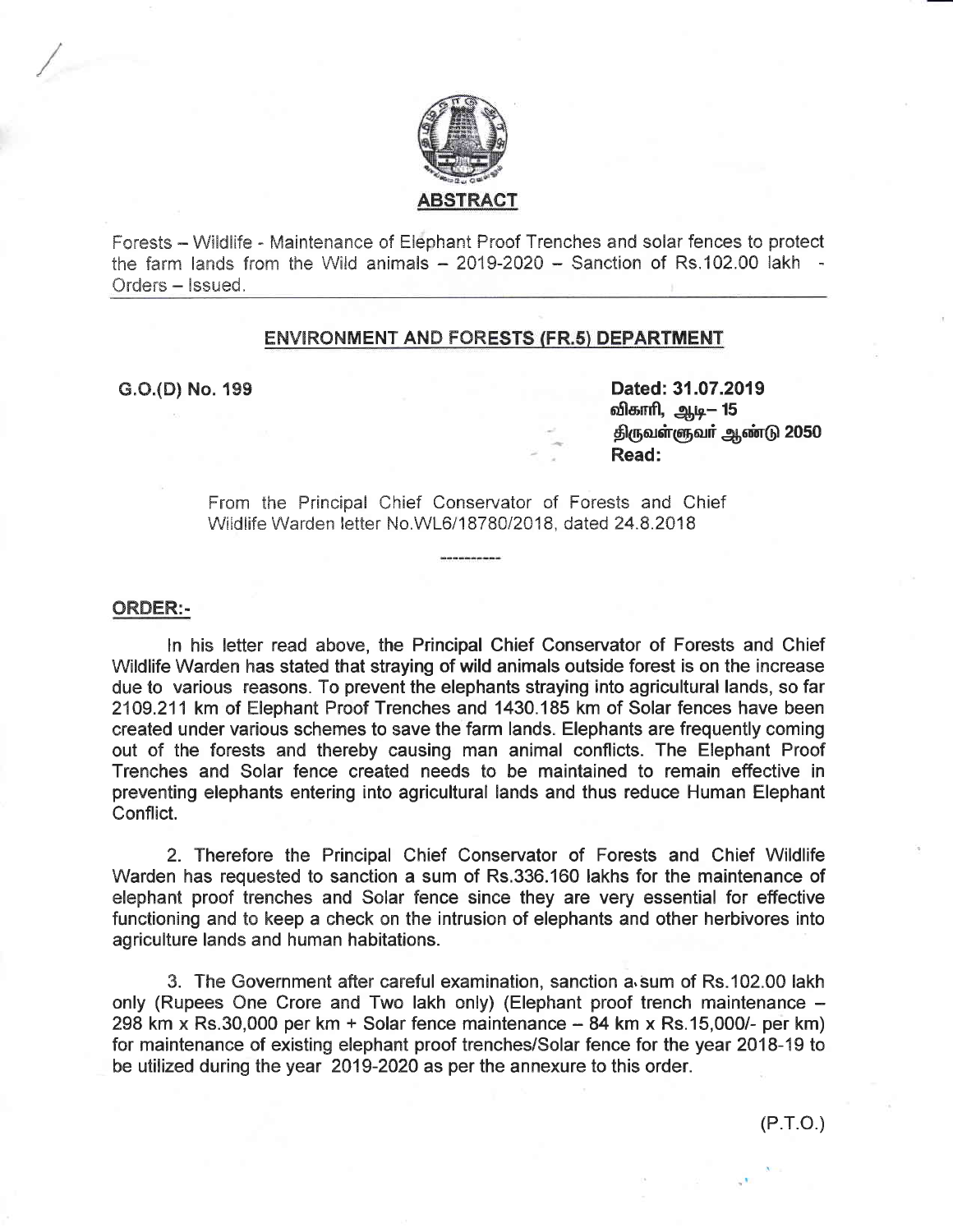## ABSTRACT

Forests – Wildlife - Maintenance of Elephant Proof Trenches and solar fences to protect the farm lands from the Wild animals – 2019-2020 – Sanction of Rs.102.00 lakh - Orders – Issued.

### ENVIRONMENT AND FORESTS (FR.5) DEPARTMENT

**G.O.(D) No. 199**

**Dated: 31.07.2019**
**விகாரி, ஆடி– 15**
**திருவள்ளுவர் ஆண்டு 2050**
**Read:**

From the Principal Chief Conservator of Forests and Chief Wildlife Warden letter No.WL6/18780/2018, dated 24.8.2018

----------

**ORDER:-**

In his letter read above, the Principal Chief Conservator of Forests and Chief Wildlife Warden has stated that straying of wild animals outside forest is on the increase due to various reasons. To prevent the elephants straying into agricultural lands, so far 2109.211 km of Elephant Proof Trenches and 1430.185 km of Solar fences have been created under various schemes to save the farm lands. Elephants are frequently coming out of the forests and thereby causing man animal conflicts. The Elephant Proof Trenches and Solar fence created needs to be maintained to remain effective in preventing elephants entering into agricultural lands and thus reduce Human Elephant Conflict.

2. Therefore the Principal Chief Conservator of Forests and Chief Wildlife Warden has requested to sanction a sum of Rs.336.160 lakhs for the maintenance of elephant proof trenches and Solar fence since they are very essential for effective functioning and to keep a check on the intrusion of elephants and other herbivores into agriculture lands and human habitations.

3. The Government after careful examination, sanction a sum of Rs.102.00 lakh only (Rupees One Crore and Two lakh only) (Elephant proof trench maintenance – 298 km x Rs.30,000 per km + Solar fence maintenance – 84 km x Rs.15,000/- per km) for maintenance of existing elephant proof trenches/Solar fence for the year 2018-19 to be utilized during the year 2019-2020 as per the annexure to this order.

(P.T.O.)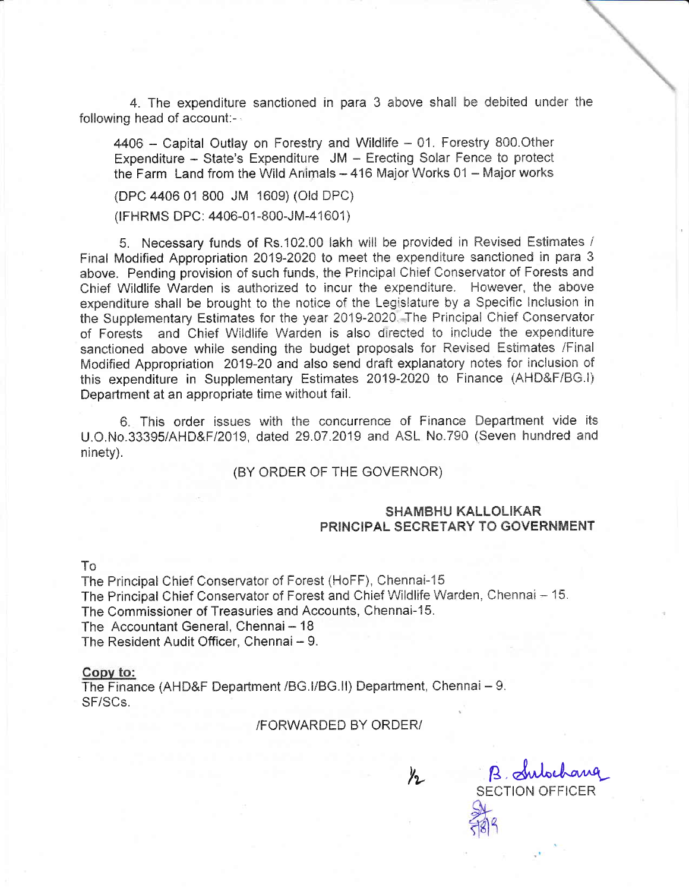4. The expenditure sanctioned in para 3 above shall be debited under the following head of account:-

> 4406 – Capital Outlay on Forestry and Wildlife – 01. Forestry 800.Other Expenditure – State's Expenditure JM – Erecting Solar Fence to protect the Farm Land from the Wild Animals – 416 Major Works 01 – Major works
>
> (DPC 4406 01 800 JM 1609) (Old DPC)
>
> (IFHRMS DPC: 4406-01-800-JM-41601)

5. Necessary funds of Rs.102.00 lakh will be provided in Revised Estimates / Final Modified Appropriation 2019-2020 to meet the expenditure sanctioned in para 3 above. Pending provision of such funds, the Principal Chief Conservator of Forests and Chief Wildlife Warden is authorized to incur the expenditure. However, the above expenditure shall be brought to the notice of the Legislature by a Specific Inclusion in the Supplementary Estimates for the year 2019-2020. The Principal Chief Conservator of Forests and Chief Wildlife Warden is also directed to include the expenditure sanctioned above while sending the budget proposals for Revised Estimates /Final Modified Appropriation 2019-20 and also send draft explanatory notes for inclusion of this expenditure in Supplementary Estimates 2019-2020 to Finance (AHD&F/BG.I) Department at an appropriate time without fail.

6. This order issues with the concurrence of Finance Department vide its U.O.No.33395/AHD&F/2019, dated 29.07.2019 and ASL No.790 (Seven hundred and ninety).

(BY ORDER OF THE GOVERNOR)

**SHAMBHU KALLOLIKAR**
**PRINCIPAL SECRETARY TO GOVERNMENT**

To
The Principal Chief Conservator of Forest (HoFF), Chennai-15
The Principal Chief Conservator of Forest and Chief Wildlife Warden, Chennai – 15.
The Commissioner of Treasuries and Accounts, Chennai-15.
The Accountant General, Chennai – 18
The Resident Audit Officer, Chennai – 9.

**Copy to:**
The Finance (AHD&F Department /BG.I/BG.II) Department, Chennai – 9.
SF/SCs.

/FORWARDED BY ORDER/

B. Sulochana
SECTION OFFICER
5/8/19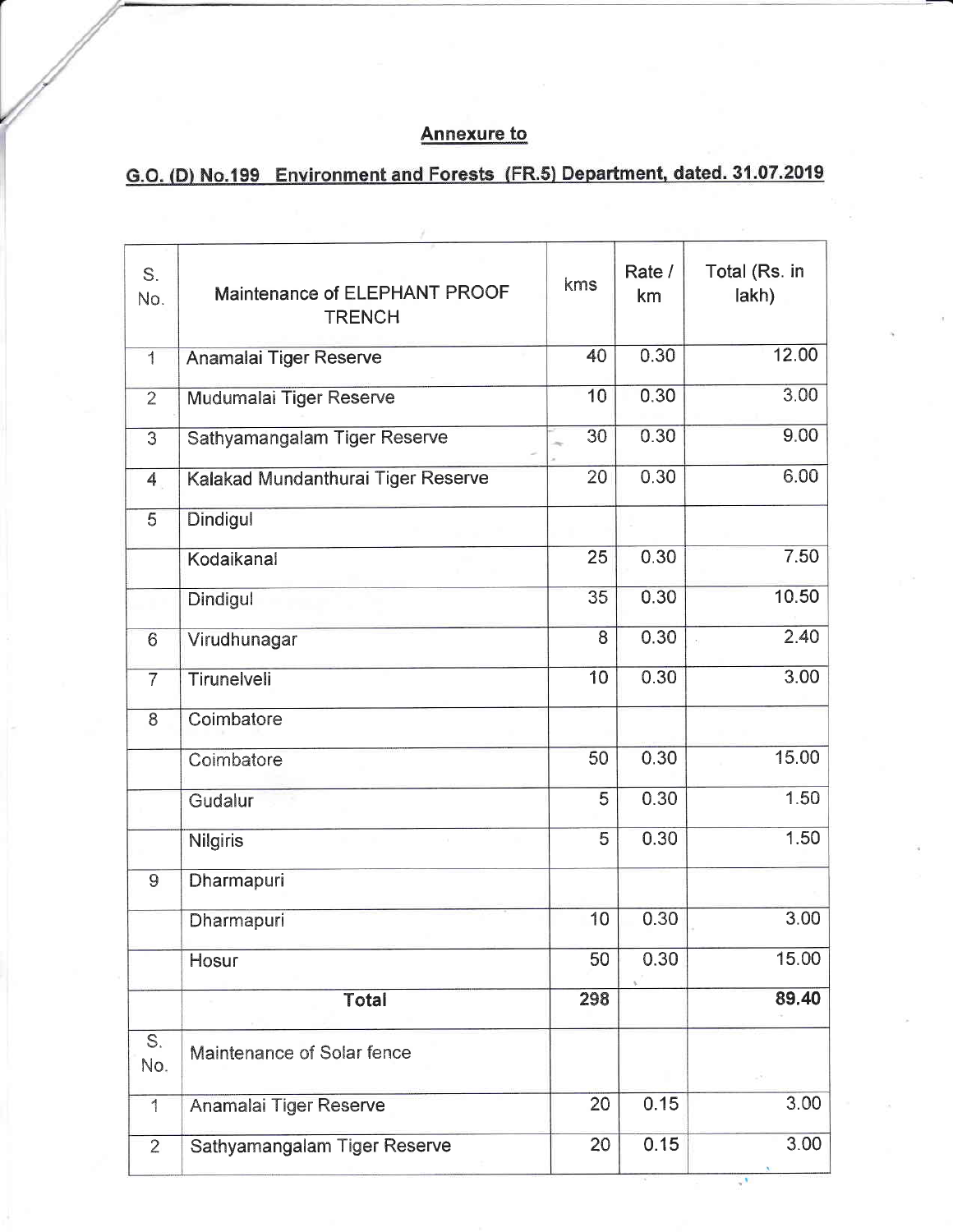## Annexure to

## G.O. (D) No.199 Environment and Forests (FR.5) Department, dated. 31.07.2019

| S. No. | Maintenance of ELEPHANT PROOF TRENCH | kms | Rate / km | Total (Rs. in lakh) |
|---|---|---|---|---|
| 1 | Anamalai Tiger Reserve | 40 | 0.30 | 12.00 |
| 2 | Mudumalai Tiger Reserve | 10 | 0.30 | 3.00 |
| 3 | Sathyamangalam Tiger Reserve | 30 | 0.30 | 9.00 |
| 4 | Kalakad Mundanthurai Tiger Reserve | 20 | 0.30 | 6.00 |
| 5 | Dindigul | | | |
| | Kodaikanal | 25 | 0.30 | 7.50 |
| | Dindigul | 35 | 0.30 | 10.50 |
| 6 | Virudhunagar | 8 | 0.30 | 2.40 |
| 7 | Tirunelveli | 10 | 0.30 | 3.00 |
| 8 | Coimbatore | | | |
| | Coimbatore | 50 | 0.30 | 15.00 |
| | Gudalur | 5 | 0.30 | 1.50 |
| | Nilgiris | 5 | 0.30 | 1.50 |
| 9 | Dharmapuri | | | |
| | Dharmapuri | 10 | 0.30 | 3.00 |
| | Hosur | 50 | 0.30 | 15.00 |
| | **Total** | **298** | | **89.40** |
| S. No. | Maintenance of Solar fence | | | |
| 1 | Anamalai Tiger Reserve | 20 | 0.15 | 3.00 |
| 2 | Sathyamangalam Tiger Reserve | 20 | 0.15 | 3.00 |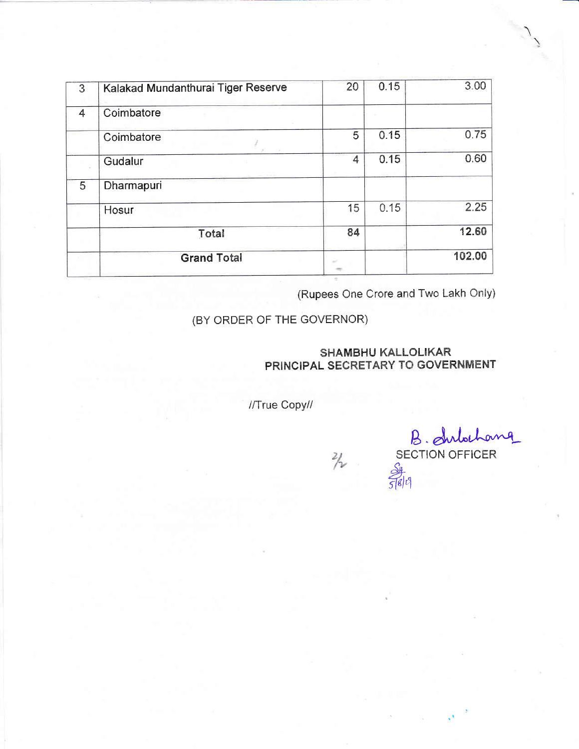| | | | | |
|---|---|---|---|---|
| 3 | Kalakad Mundanthurai Tiger Reserve | 20 | 0.15 | 3.00 |
| 4 | Coimbatore | | | |
| | Coimbatore | 5 | 0.15 | 0.75 |
| | Gudalur | 4 | 0.15 | 0.60 |
| 5 | Dharmapuri | | | |
| | Hosur | 15 | 0.15 | 2.25 |
| | **Total** | **84** | | **12.60** |
| | **Grand Total** | | | **102.00** |

(Rupees One Crore and Two Lakh Only)

(BY ORDER OF THE GOVERNOR)

**SHAMBHU KALLOLIKAR**
**PRINCIPAL SECRETARY TO GOVERNMENT**

//True Copy//

B. Sulochana
SECTION OFFICER
5/8/19